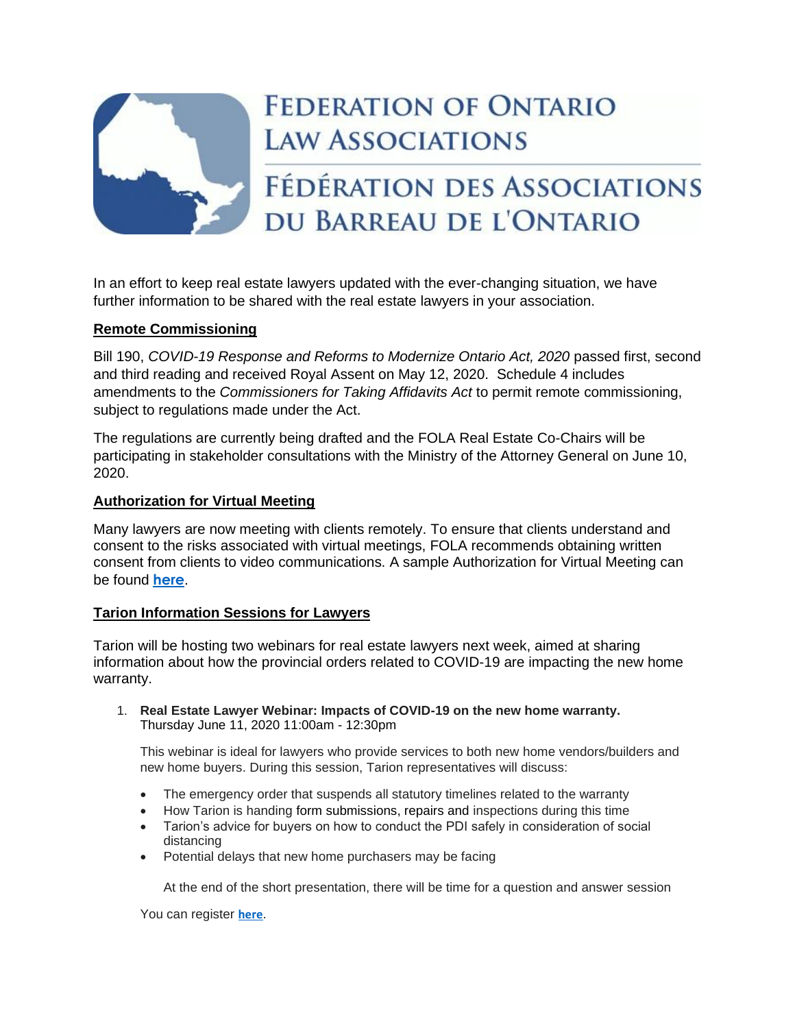# Federation of Ontario Law Associations

# Fédération des Associations du Barreau de l'Ontario

In an effort to keep real estate lawyers updated with the ever-changing situation, we have further information to be shared with the real estate lawyers in your association.

## Remote Commissioning

Bill 190, *COVID-19 Response and Reforms to Modernize Ontario Act, 2020* passed first, second and third reading and received Royal Assent on May 12, 2020. Schedule 4 includes amendments to the *Commissioners for Taking Affidavits Act* to permit remote commissioning, subject to regulations made under the Act.

The regulations are currently being drafted and the FOLA Real Estate Co-Chairs will be participating in stakeholder consultations with the Ministry of the Attorney General on June 10, 2020.

## Authorization for Virtual Meeting

Many lawyers are now meeting with clients remotely. To ensure that clients understand and consent to the risks associated with virtual meetings, FOLA recommends obtaining written consent from clients to video communications. A sample Authorization for Virtual Meeting can be found **here**.

## Tarion Information Sessions for Lawyers

Tarion will be hosting two webinars for real estate lawyers next week, aimed at sharing information about how the provincial orders related to COVID-19 are impacting the new home warranty.

1. **Real Estate Lawyer Webinar: Impacts of COVID-19 on the new home warranty.**
   Thursday June 11, 2020 11:00am - 12:30pm

   This webinar is ideal for lawyers who provide services to both new home vendors/builders and new home buyers. During this session, Tarion representatives will discuss:

   - The emergency order that suspends all statutory timelines related to the warranty
   - How Tarion is handing form submissions, repairs and inspections during this time
   - Tarion's advice for buyers on how to conduct the PDI safely in consideration of social distancing
   - Potential delays that new home purchasers may be facing

     At the end of the short presentation, there will be time for a question and answer session

   You can register **here**.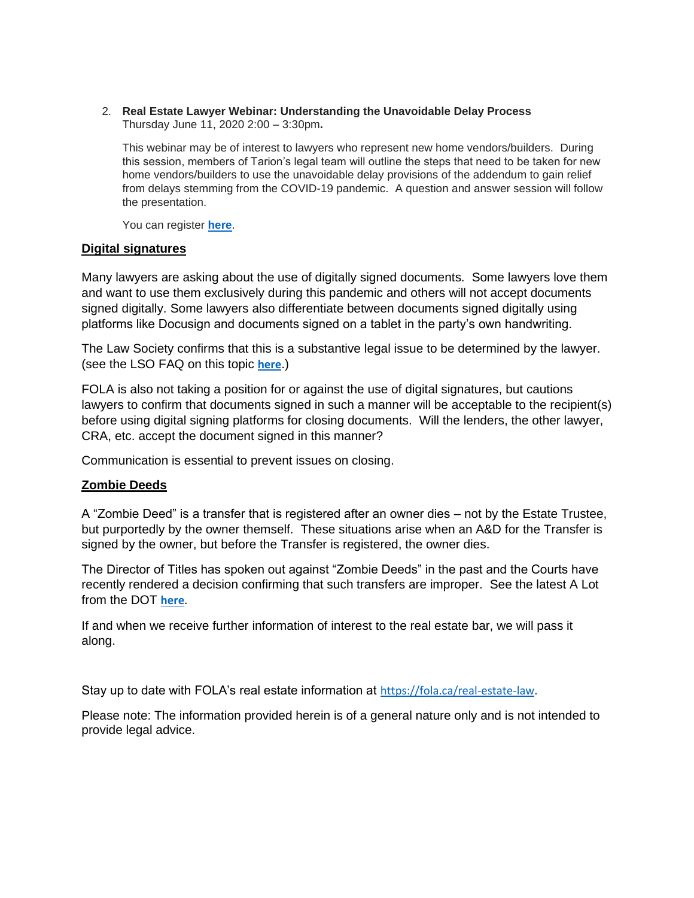2. **Real Estate Lawyer Webinar: Understanding the Unavoidable Delay Process**
   Thursday June 11, 2020 2:00 – 3:30pm**.**

   This webinar may be of interest to lawyers who represent new home vendors/builders. During this session, members of Tarion's legal team will outline the steps that need to be taken for new home vendors/builders to use the unavoidable delay provisions of the addendum to gain relief from delays stemming from the COVID-19 pandemic. A question and answer session will follow the presentation.

   You can register **here**.

## Digital signatures

Many lawyers are asking about the use of digitally signed documents. Some lawyers love them and want to use them exclusively during this pandemic and others will not accept documents signed digitally. Some lawyers also differentiate between documents signed digitally using platforms like Docusign and documents signed on a tablet in the party's own handwriting.

The Law Society confirms that this is a substantive legal issue to be determined by the lawyer. (see the LSO FAQ on this topic **here**.)

FOLA is also not taking a position for or against the use of digital signatures, but cautions lawyers to confirm that documents signed in such a manner will be acceptable to the recipient(s) before using digital signing platforms for closing documents. Will the lenders, the other lawyer, CRA, etc. accept the document signed in this manner?

Communication is essential to prevent issues on closing.

## Zombie Deeds

A "Zombie Deed" is a transfer that is registered after an owner dies – not by the Estate Trustee, but purportedly by the owner themself. These situations arise when an A&D for the Transfer is signed by the owner, but before the Transfer is registered, the owner dies.

The Director of Titles has spoken out against "Zombie Deeds" in the past and the Courts have recently rendered a decision confirming that such transfers are improper. See the latest A Lot from the DOT **here**.

If and when we receive further information of interest to the real estate bar, we will pass it along.

Stay up to date with FOLA's real estate information at https://fola.ca/real-estate-law.

Please note: The information provided herein is of a general nature only and is not intended to provide legal advice.